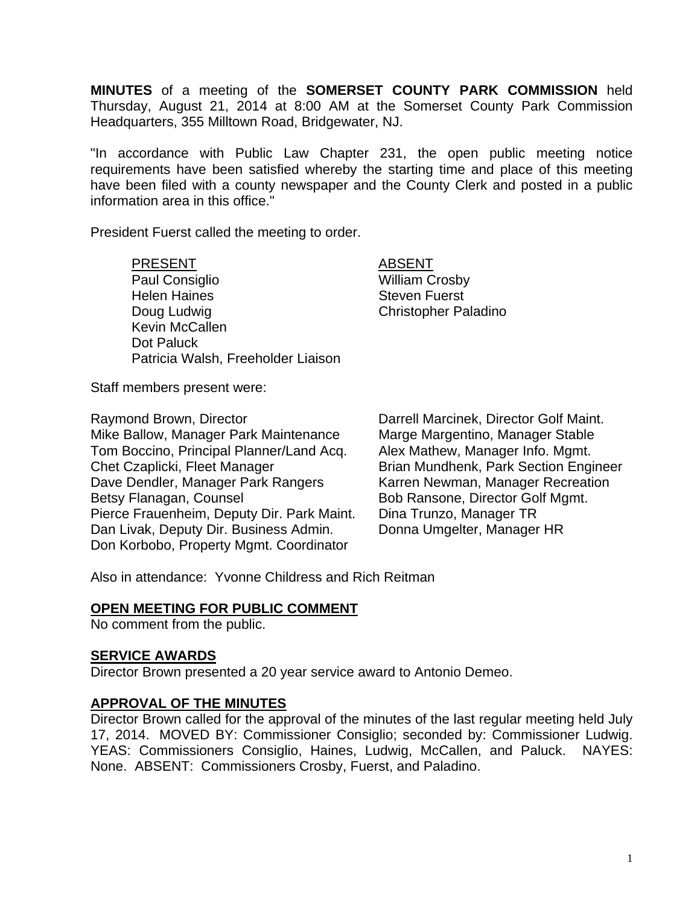**MINUTES** of a meeting of the **SOMERSET COUNTY PARK COMMISSION** held Thursday, August 21, 2014 at 8:00 AM at the Somerset County Park Commission Headquarters, 355 Milltown Road, Bridgewater, NJ.

"In accordance with Public Law Chapter 231, the open public meeting notice requirements have been satisfied whereby the starting time and place of this meeting have been filed with a county newspaper and the County Clerk and posted in a public information area in this office."

President Fuerst called the meeting to order.

| PRESENT | ABSENT |
|---|---|
| Paul Consiglio | William Crosby |
| Helen Haines | Steven Fuerst |
| Doug Ludwig | Christopher Paladino |
| Kevin McCallen | |
| Dot Paluck | |
| Patricia Walsh, Freeholder Liaison | |

Staff members present were:

| | |
|---|---|
| Raymond Brown, Director | Darrell Marcinek, Director Golf Maint. |
| Mike Ballow, Manager Park Maintenance | Marge Margentino, Manager Stable |
| Tom Boccino, Principal Planner/Land Acq. | Alex Mathew, Manager Info. Mgmt. |
| Chet Czaplicki, Fleet Manager | Brian Mundhenk, Park Section Engineer |
| Dave Dendler, Manager Park Rangers | Karren Newman, Manager Recreation |
| Betsy Flanagan, Counsel | Bob Ransone, Director Golf Mgmt. |
| Pierce Frauenheim, Deputy Dir. Park Maint. | Dina Trunzo, Manager TR |
| Dan Livak, Deputy Dir. Business Admin. | Donna Umgelter, Manager HR |
| Don Korbobo, Property Mgmt. Coordinator | |

Also in attendance: Yvonne Childress and Rich Reitman

## OPEN MEETING FOR PUBLIC COMMENT

No comment from the public.

## SERVICE AWARDS

Director Brown presented a 20 year service award to Antonio Demeo.

## APPROVAL OF THE MINUTES

Director Brown called for the approval of the minutes of the last regular meeting held July 17, 2014. MOVED BY: Commissioner Consiglio; seconded by: Commissioner Ludwig. YEAS: Commissioners Consiglio, Haines, Ludwig, McCallen, and Paluck. NAYES: None. ABSENT: Commissioners Crosby, Fuerst, and Paladino.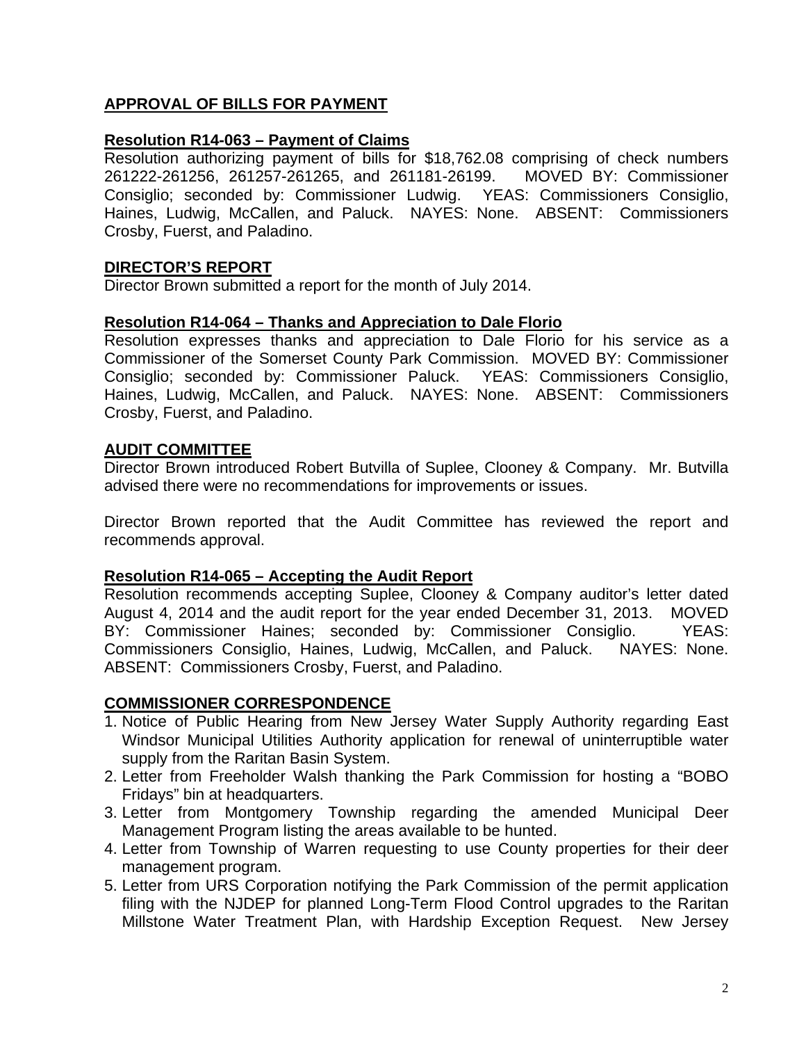## APPROVAL OF BILLS FOR PAYMENT

### Resolution R14-063 – Payment of Claims

Resolution authorizing payment of bills for $18,762.08 comprising of check numbers 261222-261256, 261257-261265, and 261181-26199. MOVED BY: Commissioner Consiglio; seconded by: Commissioner Ludwig. YEAS: Commissioners Consiglio, Haines, Ludwig, McCallen, and Paluck. NAYES: None. ABSENT: Commissioners Crosby, Fuerst, and Paladino.

## DIRECTOR'S REPORT

Director Brown submitted a report for the month of July 2014.

### Resolution R14-064 – Thanks and Appreciation to Dale Florio

Resolution expresses thanks and appreciation to Dale Florio for his service as a Commissioner of the Somerset County Park Commission. MOVED BY: Commissioner Consiglio; seconded by: Commissioner Paluck. YEAS: Commissioners Consiglio, Haines, Ludwig, McCallen, and Paluck. NAYES: None. ABSENT: Commissioners Crosby, Fuerst, and Paladino.

## AUDIT COMMITTEE

Director Brown introduced Robert Butvilla of Suplee, Clooney & Company. Mr. Butvilla advised there were no recommendations for improvements or issues.

Director Brown reported that the Audit Committee has reviewed the report and recommends approval.

### Resolution R14-065 – Accepting the Audit Report

Resolution recommends accepting Suplee, Clooney & Company auditor's letter dated August 4, 2014 and the audit report for the year ended December 31, 2013. MOVED BY: Commissioner Haines; seconded by: Commissioner Consiglio. YEAS: Commissioners Consiglio, Haines, Ludwig, McCallen, and Paluck. NAYES: None. ABSENT: Commissioners Crosby, Fuerst, and Paladino.

## COMMISSIONER CORRESPONDENCE

1. Notice of Public Hearing from New Jersey Water Supply Authority regarding East Windsor Municipal Utilities Authority application for renewal of uninterruptible water supply from the Raritan Basin System.
2. Letter from Freeholder Walsh thanking the Park Commission for hosting a "BOBO Fridays" bin at headquarters.
3. Letter from Montgomery Township regarding the amended Municipal Deer Management Program listing the areas available to be hunted.
4. Letter from Township of Warren requesting to use County properties for their deer management program.
5. Letter from URS Corporation notifying the Park Commission of the permit application filing with the NJDEP for planned Long-Term Flood Control upgrades to the Raritan Millstone Water Treatment Plan, with Hardship Exception Request. New Jersey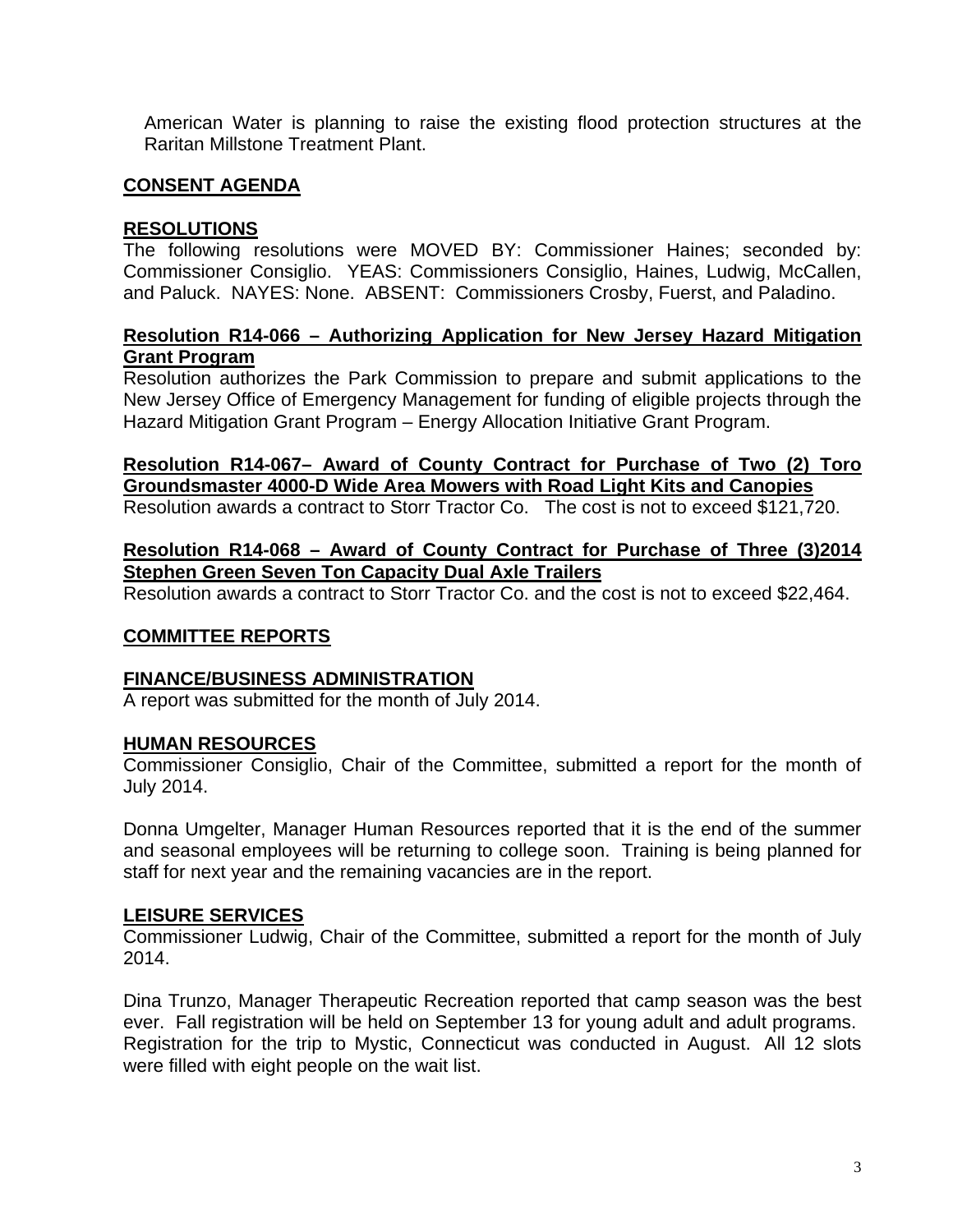American Water is planning to raise the existing flood protection structures at the Raritan Millstone Treatment Plant.

## CONSENT AGENDA

## RESOLUTIONS

The following resolutions were MOVED BY: Commissioner Haines; seconded by: Commissioner Consiglio. YEAS: Commissioners Consiglio, Haines, Ludwig, McCallen, and Paluck. NAYES: None. ABSENT: Commissioners Crosby, Fuerst, and Paladino.

**Resolution R14-066 – Authorizing Application for New Jersey Hazard Mitigation Grant Program**

Resolution authorizes the Park Commission to prepare and submit applications to the New Jersey Office of Emergency Management for funding of eligible projects through the Hazard Mitigation Grant Program – Energy Allocation Initiative Grant Program.

**Resolution R14-067– Award of County Contract for Purchase of Two (2) Toro Groundsmaster 4000-D Wide Area Mowers with Road Light Kits and Canopies**

Resolution awards a contract to Storr Tractor Co. The cost is not to exceed $121,720.

**Resolution R14-068 – Award of County Contract for Purchase of Three (3)2014 Stephen Green Seven Ton Capacity Dual Axle Trailers**

Resolution awards a contract to Storr Tractor Co. and the cost is not to exceed $22,464.

## COMMITTEE REPORTS

## FINANCE/BUSINESS ADMINISTRATION

A report was submitted for the month of July 2014.

## HUMAN RESOURCES

Commissioner Consiglio, Chair of the Committee, submitted a report for the month of July 2014.

Donna Umgelter, Manager Human Resources reported that it is the end of the summer and seasonal employees will be returning to college soon. Training is being planned for staff for next year and the remaining vacancies are in the report.

## LEISURE SERVICES

Commissioner Ludwig, Chair of the Committee, submitted a report for the month of July 2014.

Dina Trunzo, Manager Therapeutic Recreation reported that camp season was the best ever. Fall registration will be held on September 13 for young adult and adult programs. Registration for the trip to Mystic, Connecticut was conducted in August. All 12 slots were filled with eight people on the wait list.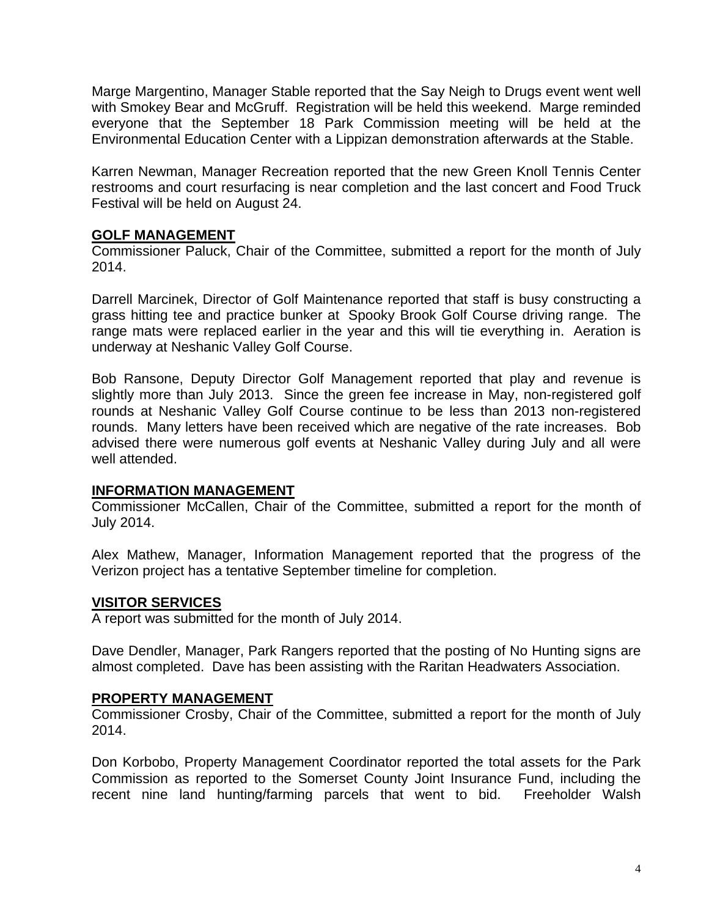Marge Margentino, Manager Stable reported that the Say Neigh to Drugs event went well with Smokey Bear and McGruff. Registration will be held this weekend. Marge reminded everyone that the September 18 Park Commission meeting will be held at the Environmental Education Center with a Lippizan demonstration afterwards at the Stable.

Karren Newman, Manager Recreation reported that the new Green Knoll Tennis Center restrooms and court resurfacing is near completion and the last concert and Food Truck Festival will be held on August 24.

## GOLF MANAGEMENT

Commissioner Paluck, Chair of the Committee, submitted a report for the month of July 2014.

Darrell Marcinek, Director of Golf Maintenance reported that staff is busy constructing a grass hitting tee and practice bunker at Spooky Brook Golf Course driving range. The range mats were replaced earlier in the year and this will tie everything in. Aeration is underway at Neshanic Valley Golf Course.

Bob Ransone, Deputy Director Golf Management reported that play and revenue is slightly more than July 2013. Since the green fee increase in May, non-registered golf rounds at Neshanic Valley Golf Course continue to be less than 2013 non-registered rounds. Many letters have been received which are negative of the rate increases. Bob advised there were numerous golf events at Neshanic Valley during July and all were well attended.

## INFORMATION MANAGEMENT

Commissioner McCallen, Chair of the Committee, submitted a report for the month of July 2014.

Alex Mathew, Manager, Information Management reported that the progress of the Verizon project has a tentative September timeline for completion.

## VISITOR SERVICES

A report was submitted for the month of July 2014.

Dave Dendler, Manager, Park Rangers reported that the posting of No Hunting signs are almost completed. Dave has been assisting with the Raritan Headwaters Association.

## PROPERTY MANAGEMENT

Commissioner Crosby, Chair of the Committee, submitted a report for the month of July 2014.

Don Korbobo, Property Management Coordinator reported the total assets for the Park Commission as reported to the Somerset County Joint Insurance Fund, including the recent nine land hunting/farming parcels that went to bid. Freeholder Walsh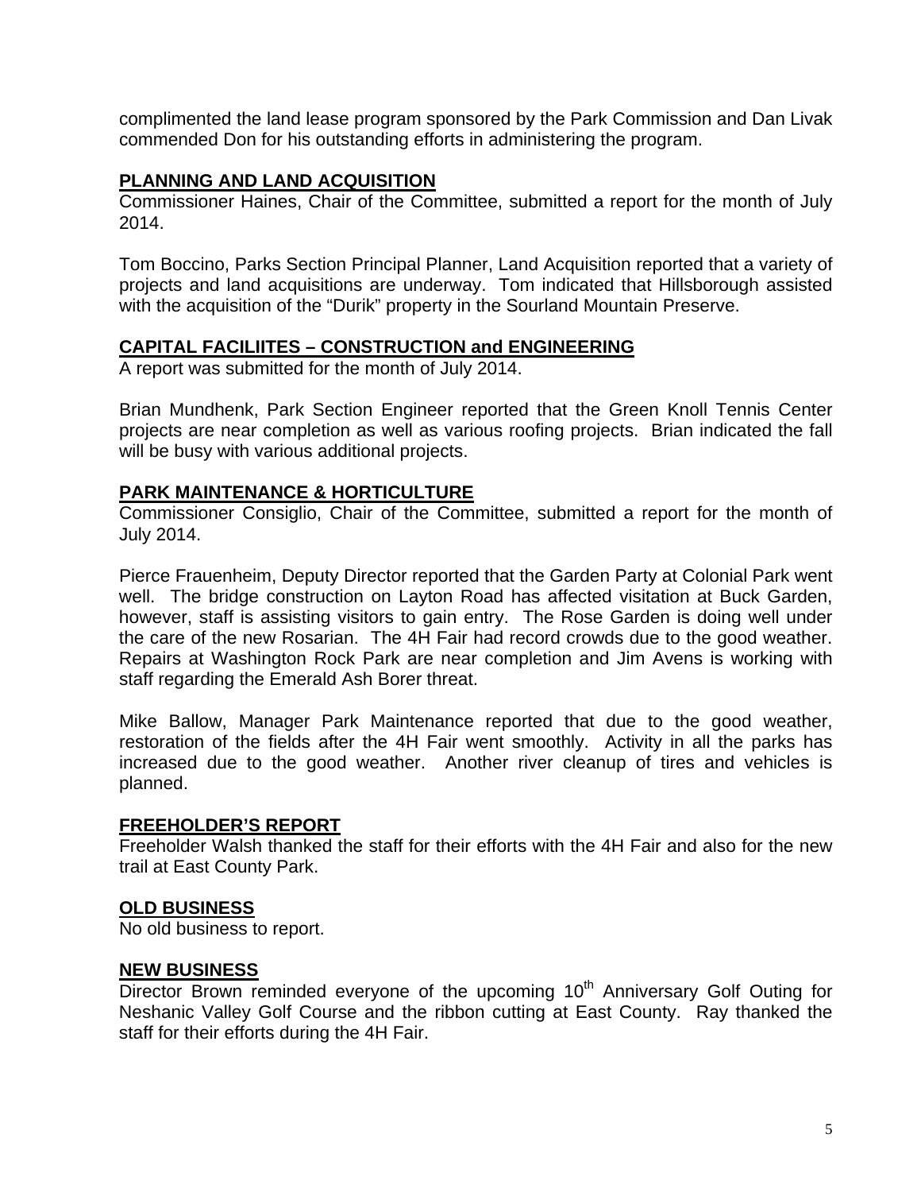complimented the land lease program sponsored by the Park Commission and Dan Livak commended Don for his outstanding efforts in administering the program.

**PLANNING AND LAND ACQUISITION**

Commissioner Haines, Chair of the Committee, submitted a report for the month of July 2014.

Tom Boccino, Parks Section Principal Planner, Land Acquisition reported that a variety of projects and land acquisitions are underway. Tom indicated that Hillsborough assisted with the acquisition of the "Durik" property in the Sourland Mountain Preserve.

**CAPITAL FACILIITES – CONSTRUCTION and ENGINEERING**

A report was submitted for the month of July 2014.

Brian Mundhenk, Park Section Engineer reported that the Green Knoll Tennis Center projects are near completion as well as various roofing projects. Brian indicated the fall will be busy with various additional projects.

**PARK MAINTENANCE & HORTICULTURE**

Commissioner Consiglio, Chair of the Committee, submitted a report for the month of July 2014.

Pierce Frauenheim, Deputy Director reported that the Garden Party at Colonial Park went well. The bridge construction on Layton Road has affected visitation at Buck Garden, however, staff is assisting visitors to gain entry. The Rose Garden is doing well under the care of the new Rosarian. The 4H Fair had record crowds due to the good weather. Repairs at Washington Rock Park are near completion and Jim Avens is working with staff regarding the Emerald Ash Borer threat.

Mike Ballow, Manager Park Maintenance reported that due to the good weather, restoration of the fields after the 4H Fair went smoothly. Activity in all the parks has increased due to the good weather. Another river cleanup of tires and vehicles is planned.

**FREEHOLDER'S REPORT**

Freeholder Walsh thanked the staff for their efforts with the 4H Fair and also for the new trail at East County Park.

**OLD BUSINESS**

No old business to report.

**NEW BUSINESS**

Director Brown reminded everyone of the upcoming 10th Anniversary Golf Outing for Neshanic Valley Golf Course and the ribbon cutting at East County. Ray thanked the staff for their efforts during the 4H Fair.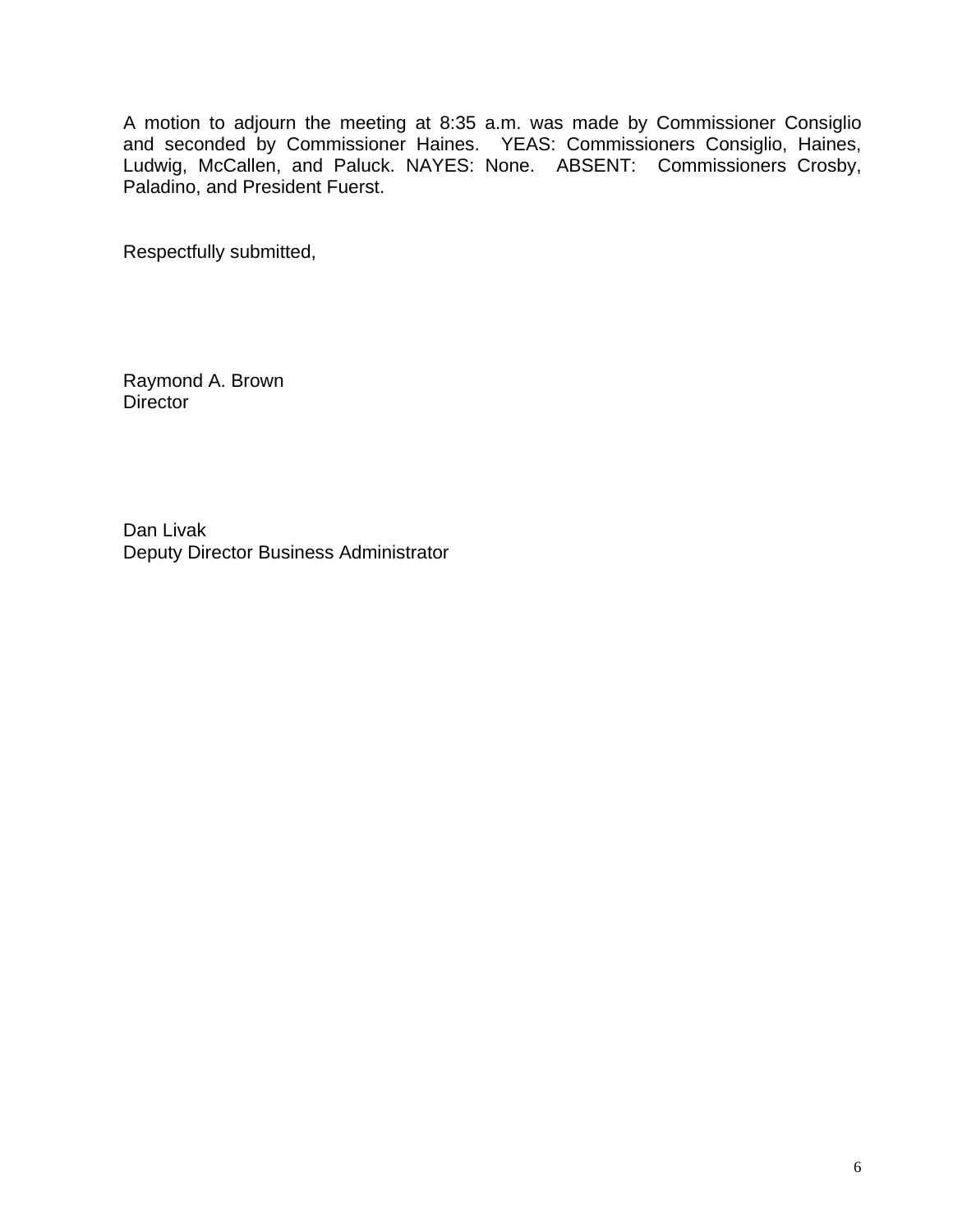A motion to adjourn the meeting at 8:35 a.m. was made by Commissioner Consiglio and seconded by Commissioner Haines. YEAS: Commissioners Consiglio, Haines, Ludwig, McCallen, and Paluck. NAYES: None. ABSENT: Commissioners Crosby, Paladino, and President Fuerst.

Respectfully submitted,

Raymond A. Brown
Director

Dan Livak
Deputy Director Business Administrator